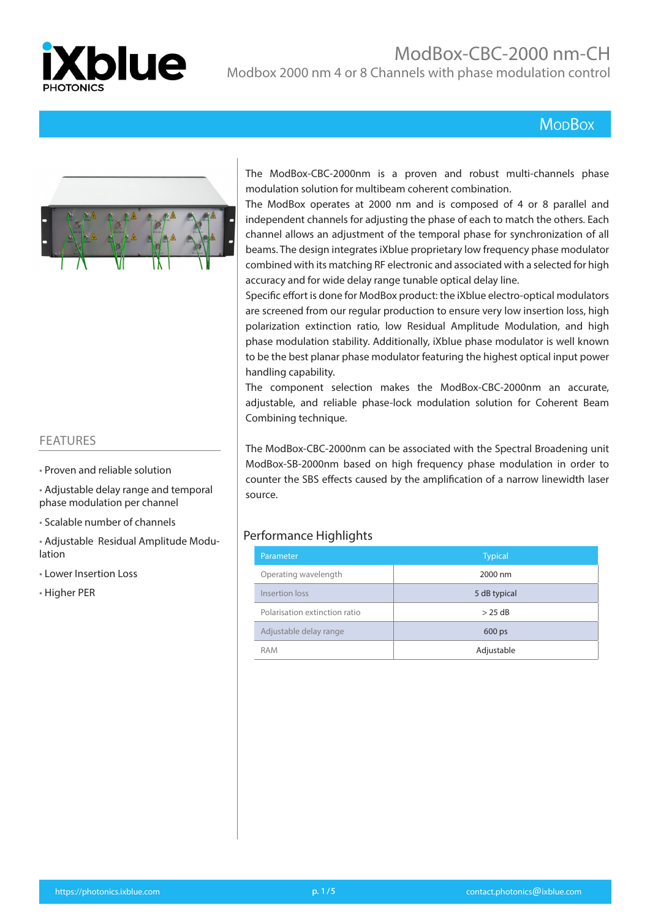# ModBox-CBC-2000 nm-CH

Modbox 2000 nm 4 or 8 Channels with phase modulation control

ModBox

The ModBox-CBC-2000nm is a proven and robust multi-channels phase modulation solution for multibeam coherent combination.
The ModBox operates at 2000 nm and is composed of 4 or 8 parallel and independent channels for adjusting the phase of each to match the others. Each channel allows an adjustment of the temporal phase for synchronization of all beams. The design integrates iXblue proprietary low frequency phase modulator combined with its matching RF electronic and associated with a selected for high accuracy and for wide delay range tunable optical delay line.
Specific effort is done for ModBox product: the iXblue electro-optical modulators are screened from our regular production to ensure very low insertion loss, high polarization extinction ratio, low Residual Amplitude Modulation, and high phase modulation stability. Additionally, iXblue phase modulator is well known to be the best planar phase modulator featuring the highest optical input power handling capability.
The component selection makes the ModBox-CBC-2000nm an accurate, adjustable, and reliable phase-lock modulation solution for Coherent Beam Combining technique.

The ModBox-CBC-2000nm can be associated with the Spectral Broadening unit ModBox-SB-2000nm based on high frequency phase modulation in order to counter the SBS effects caused by the amplification of a narrow linewidth laser source.

## FEATURES

- Proven and reliable solution
- Adjustable delay range and temporal phase modulation per channel
- Scalable number of channels
- Adjustable Residual Amplitude Modulation
- Lower Insertion Loss
- Higher PER

## Performance Highlights

| Parameter | Typical |
|---|---|
| Operating wavelength | 2000 nm |
| Insertion loss | 5 dB typical |
| Polarisation extinction ratio | > 25 dB |
| Adjustable delay range | 600 ps |
| RAM | Adjustable |

https://photonics.ixblue.com contact.photonics@ixblue.com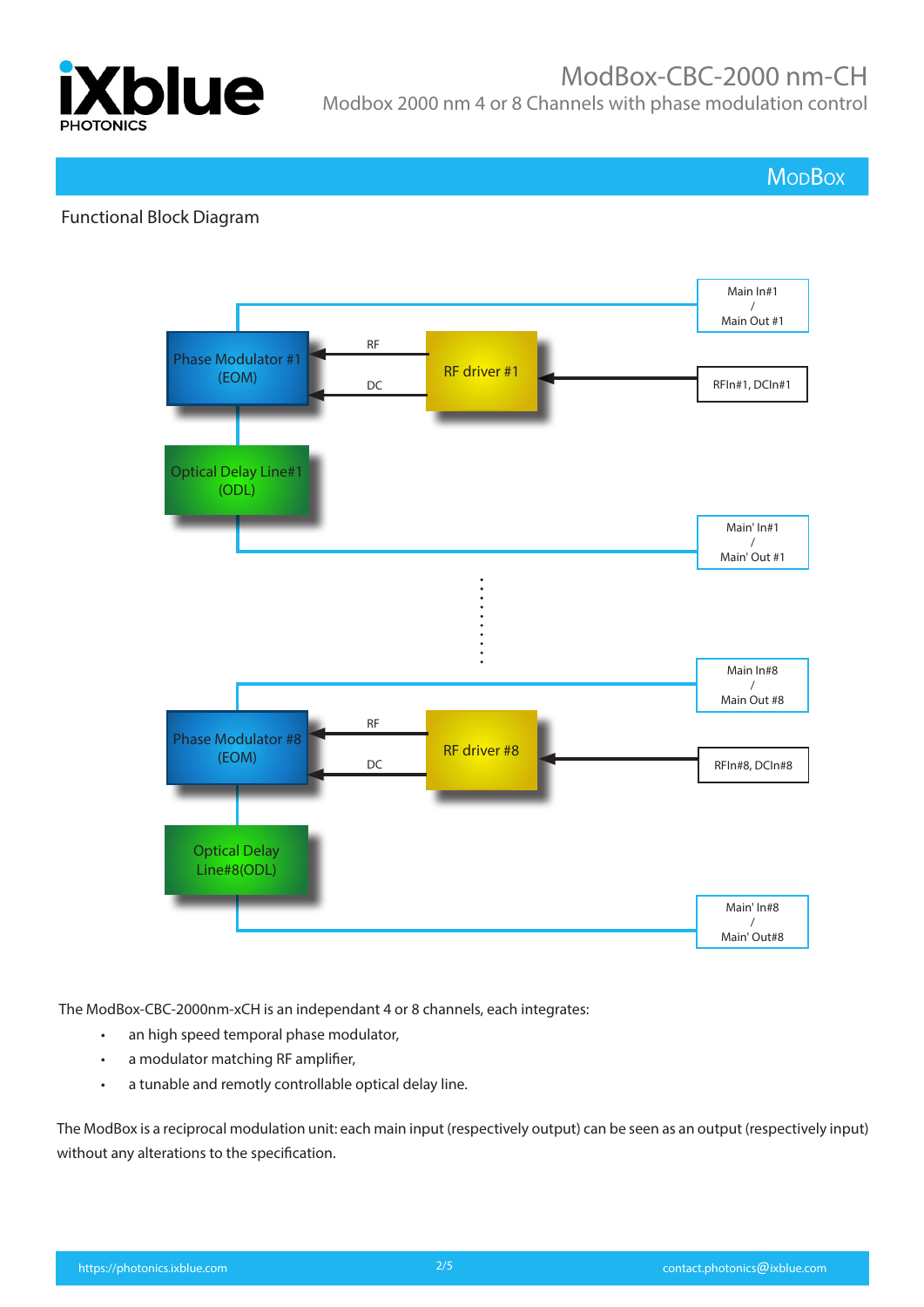## Functional Block Diagram

Main In#1 / Main Out #1

Phase Modulator #1 (EOM)

RF

DC

RF driver #1

RFIn#1, DCIn#1

Optical Delay Line#1 (ODL)

Main' In#1 / Main' Out #1

Main In#8 / Main Out #8

Phase Modulator #8 (EOM)

RF

DC

RF driver #8

RFIn#8, DCIn#8

Optical Delay Line#8(ODL)

Main' In#8 / Main' Out#8

The ModBox-CBC-2000nm-xCH is an independant 4 or 8 channels, each integrates:

- an high speed temporal phase modulator,
- a modulator matching RF amplifier,
- a tunable and remotly controllable optical delay line.

The ModBox is a reciprocal modulation unit: each main input (respectively output) can be seen as an output (respectively input) without any alterations to the specification.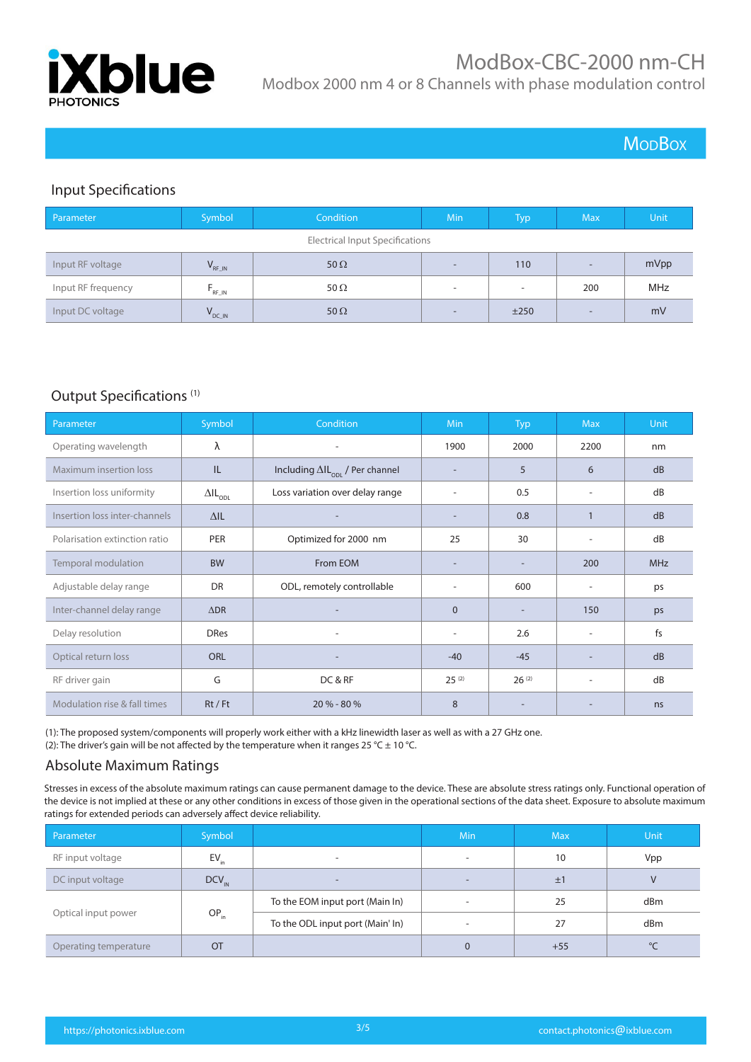## Input Specifications

| Parameter | Symbol | Condition | Min | Typ | Max | Unit |
|---|---|---|---|---|---|---|
| Electrical Input Specifications | | | | | | |
| Input RF voltage | $V_{RF\_IN}$ | 50 Ω | - | 110 | - | mVpp |
| Input RF frequency | $F_{RF\_IN}$ | 50 Ω | - | - | 200 | MHz |
| Input DC voltage | $V_{DC\_IN}$ | 50 Ω | - | ±250 | - | mV |

## Output Specifications (1)

| Parameter | Symbol | Condition | Min | Typ | Max | Unit |
|---|---|---|---|---|---|---|
| Operating wavelength | λ | - | 1900 | 2000 | 2200 | nm |
| Maximum insertion loss | IL | Including $\Delta IL_{ODL}$ / Per channel | - | 5 | 6 | dB |
| Insertion loss uniformity | $\Delta IL_{ODL}$ | Loss variation over delay range | - | 0.5 | - | dB |
| Insertion loss inter-channels | ΔIL | - | - | 0.8 | 1 | dB |
| Polarisation extinction ratio | PER | Optimized for 2000 nm | 25 | 30 | - | dB |
| Temporal modulation | BW | From EOM | - | - | 200 | MHz |
| Adjustable delay range | DR | ODL, remotely controllable | - | 600 | - | ps |
| Inter-channel delay range | ΔDR | - | 0 | - | 150 | ps |
| Delay resolution | DRes | - | - | 2.6 | - | fs |
| Optical return loss | ORL | - | -40 | -45 | - | dB |
| RF driver gain | G | DC & RF | 25 (2) | 26 (2) | - | dB |
| Modulation rise & fall times | Rt / Ft | 20 % - 80 % | 8 | - | - | ns |

(1): The proposed system/components will properly work either with a kHz linewidth laser as well as with a 27 GHz one.
(2): The driver's gain will be not affected by the temperature when it ranges 25 °C ± 10 °C.

## Absolute Maximum Ratings

Stresses in excess of the absolute maximum ratings can cause permanent damage to the device. These are absolute stress ratings only. Functional operation of the device is not implied at these or any other conditions in excess of those given in the operational sections of the data sheet. Exposure to absolute maximum ratings for extended periods can adversely affect device reliability.

| Parameter | Symbol | | Min | Max | Unit |
|---|---|---|---|---|---|
| RF input voltage | $EV_{in}$ | - | - | 10 | Vpp |
| DC input voltage | $DCV_{IN}$ | - | - | ±1 | V |
| Optical input power | $OP_{in}$ | To the EOM input port (Main In) | - | 25 | dBm |
| | | To the ODL input port (Main' In) | - | 27 | dBm |
| Operating temperature | OT | | 0 | +55 | °C |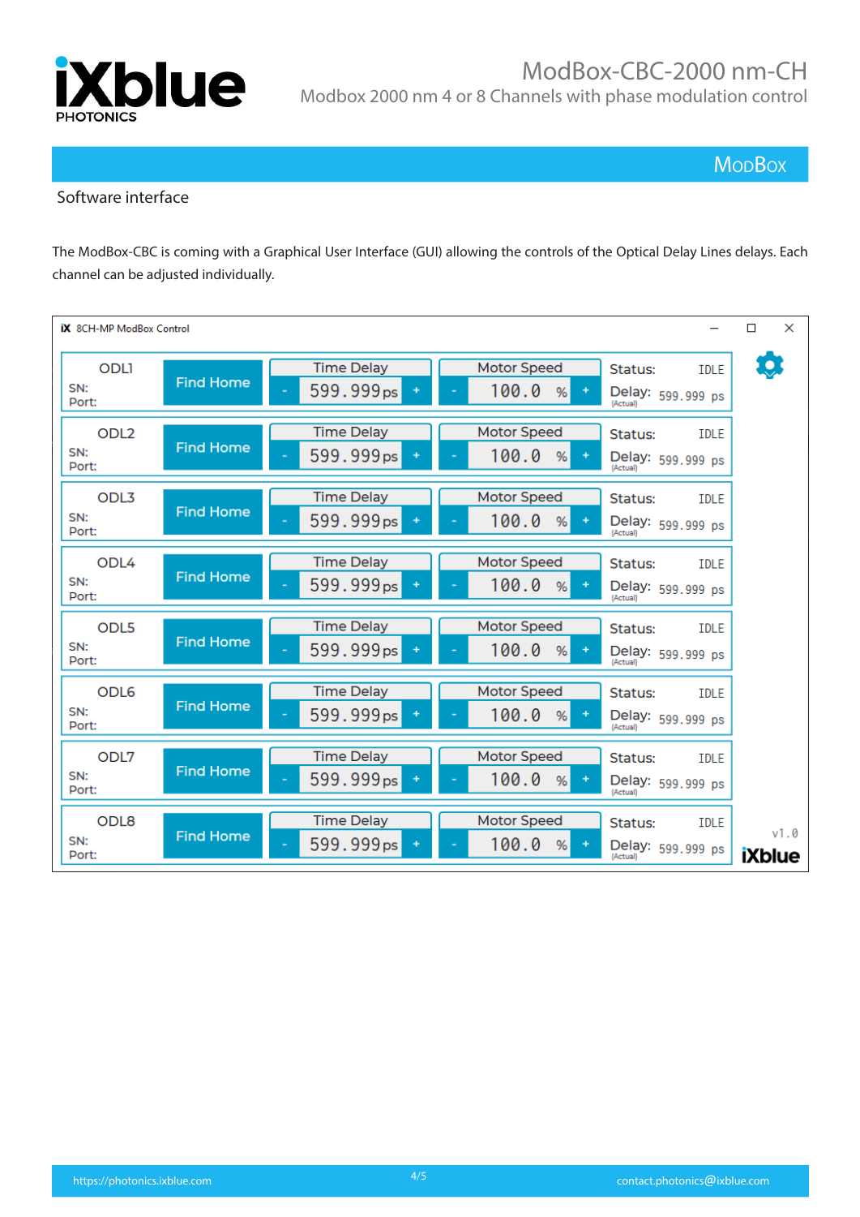## Software interface

The ModBox-CBC is coming with a Graphical User Interface (GUI) allowing the controls of the Optical Delay Lines delays. Each channel can be adjusted individually.

**8CH-MP ModBox Control**

| Channel | | Time Delay | Motor Speed | Status | Delay (Actual) |
|---|---|---|---|---|---|
| ODL1 (SN: / Port:) | Find Home | - 599.999 ps + | - 100.0 % + | IDLE | 599.999 ps |
| ODL2 (SN: / Port:) | Find Home | - 599.999 ps + | - 100.0 % + | IDLE | 599.999 ps |
| ODL3 (SN: / Port:) | Find Home | - 599.999 ps + | - 100.0 % + | IDLE | 599.999 ps |
| ODL4 (SN: / Port:) | Find Home | - 599.999 ps + | - 100.0 % + | IDLE | 599.999 ps |
| ODL5 (SN: / Port:) | Find Home | - 599.999 ps + | - 100.0 % + | IDLE | 599.999 ps |
| ODL6 (SN: / Port:) | Find Home | - 599.999 ps + | - 100.0 % + | IDLE | 599.999 ps |
| ODL7 (SN: / Port:) | Find Home | - 599.999 ps + | - 100.0 % + | IDLE | 599.999 ps |
| ODL8 (SN: / Port:) | Find Home | - 599.999 ps + | - 100.0 % + | IDLE | 599.999 ps |

v1.0 iXblue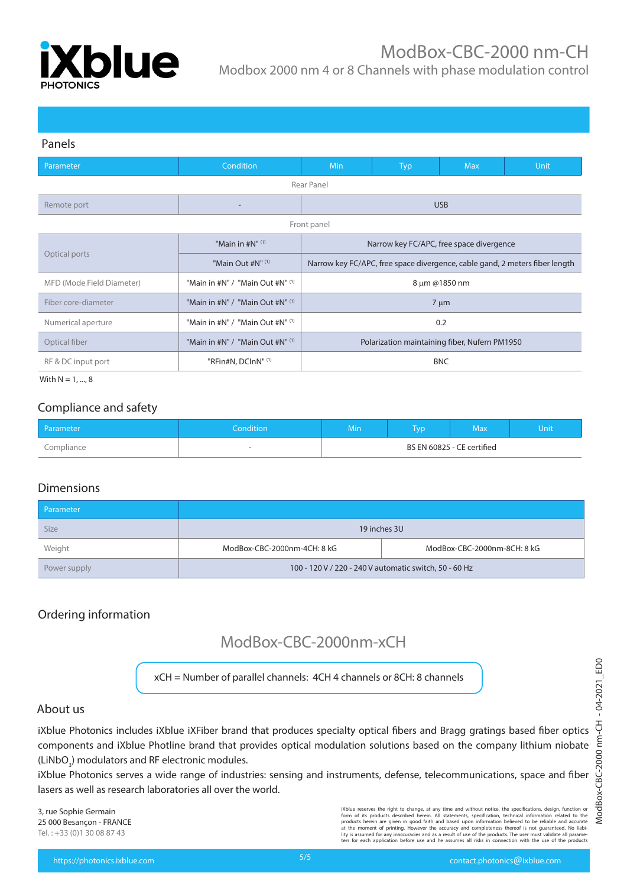## Panels

| Parameter | Condition | Min | Typ | Max | Unit |
|---|---|---|---|---|---|
| Rear Panel | | | | | |
| Remote port | - | USB | | | |
| Front panel | | | | | |
| Optical ports | "Main in #N" (1) | Narrow key FC/APC, free space divergence | | | |
| | "Main Out #N" (1) | Narrow key FC/APC, free space divergence, cable gand, 2 meters fiber length | | | |
| MFD (Mode Field Diameter) | "Main in #N" / "Main Out #N" (1) | 8 µm @1850 nm | | | |
| Fiber core-diameter | "Main in #N" / "Main Out #N" (1) | 7 µm | | | |
| Numerical aperture | "Main in #N" / "Main Out #N" (1) | 0.2 | | | |
| Optical fiber | "Main in #N" / "Main Out #N" (1) | Polarization maintaining fiber, Nufern PM1950 | | | |
| RF & DC input port | "RFin#N, DCInN" (1) | BNC | | | |

With N = 1, ..., 8

## Compliance and safety

| Parameter | Condition | Min | Typ | Max | Unit |
|---|---|---|---|---|---|
| Compliance | - | BS EN 60825 - CE certified | | | |

## Dimensions

| Parameter | | |
|---|---|---|
| Size | 19 inches 3U | |
| Weight | ModBox-CBC-2000nm-4CH: 8 kG | ModBox-CBC-2000nm-8CH: 8 kG |
| Power supply | 100 - 120 V / 220 - 240 V automatic switch, 50 - 60 Hz | |

## Ordering information

ModBox-CBC-2000nm-xCH

xCH = Number of parallel channels: 4CH 4 channels or 8CH: 8 channels

## About us

iXblue Photonics includes iXblue iXFiber brand that produces specialty optical fibers and Bragg gratings based fiber optics components and iXblue Photline brand that provides optical modulation solutions based on the company lithium niobate ($LiNbO_3$) modulators and RF electronic modules.

iXblue Photonics serves a wide range of industries: sensing and instruments, defense, telecommunications, space and fiber lasers as well as research laboratories all over the world.

3, rue Sophie Germain
25 000 Besançon - FRANCE
Tel. : +33 (0)1 30 08 87 43

iXblue reserves the right to change, at any time and without notice, the specifications, design, function or form of its products described herein. All statements, specification, technical information related to the products herein are given in good faith and based upon information believed to be reliable and accurate at the moment of printing. However the accuracy and completeness thereof is not guaranteed. No liability is assumed for any inaccuracies and as a result of use of the products. The user must validate all parameters for each application before use and he assumes all risks in connection with the use of the products

ModBox-CBC-2000 nm-CH - 04-2021_ED0

https://photonics.ixblue.com

contact.photonics@ixblue.com